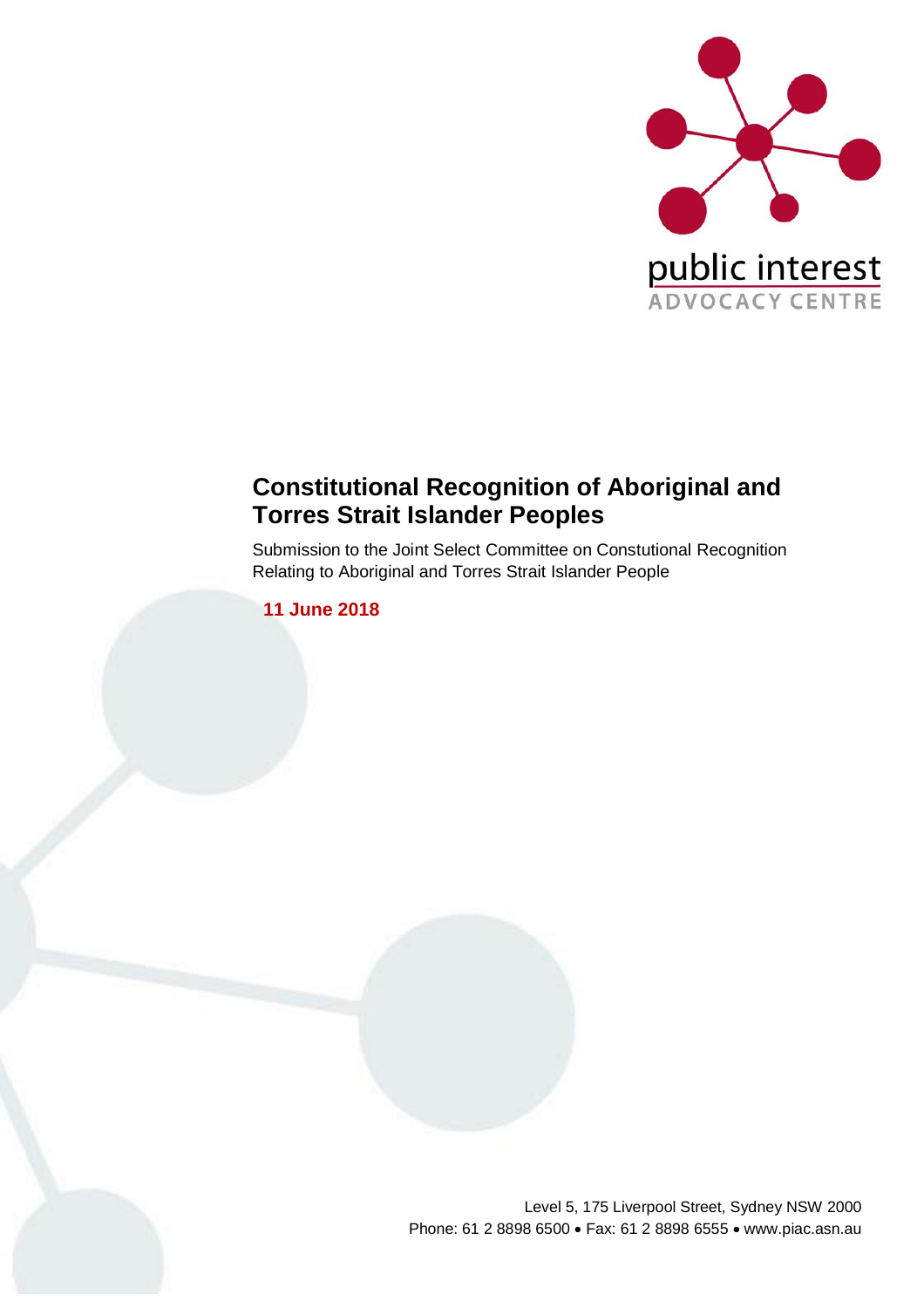public interest
ADVOCACY CENTRE

# Constitutional Recognition of Aboriginal and Torres Strait Islander Peoples

Submission to the Joint Select Committee on Constutional Recognition Relating to Aboriginal and Torres Strait Islander People

**11 June 2018**

Level 5, 175 Liverpool Street, Sydney NSW 2000
Phone: 61 2 8898 6500 • Fax: 61 2 8898 6555 • www.piac.asn.au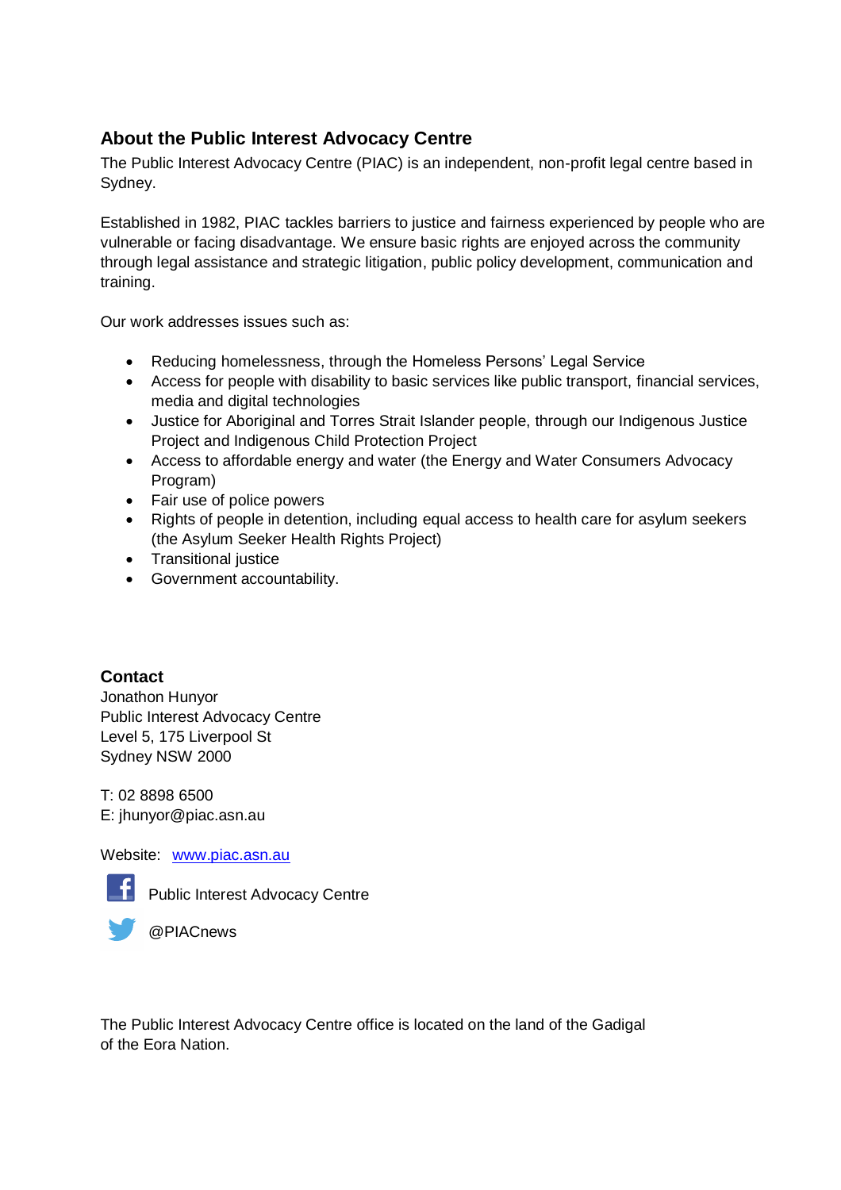## About the Public Interest Advocacy Centre

The Public Interest Advocacy Centre (PIAC) is an independent, non-profit legal centre based in Sydney.

Established in 1982, PIAC tackles barriers to justice and fairness experienced by people who are vulnerable or facing disadvantage. We ensure basic rights are enjoyed across the community through legal assistance and strategic litigation, public policy development, communication and training.

Our work addresses issues such as:

- Reducing homelessness, through the Homeless Persons' Legal Service
- Access for people with disability to basic services like public transport, financial services, media and digital technologies
- Justice for Aboriginal and Torres Strait Islander people, through our Indigenous Justice Project and Indigenous Child Protection Project
- Access to affordable energy and water (the Energy and Water Consumers Advocacy Program)
- Fair use of police powers
- Rights of people in detention, including equal access to health care for asylum seekers (the Asylum Seeker Health Rights Project)
- Transitional justice
- Government accountability.

**Contact**

Jonathon Hunyor
Public Interest Advocacy Centre
Level 5, 175 Liverpool St
Sydney NSW 2000

T: 02 8898 6500
E: jhunyor@piac.asn.au

Website: [www.piac.asn.au](http://www.piac.asn.au)

Public Interest Advocacy Centre

@PIACnews

The Public Interest Advocacy Centre office is located on the land of the Gadigal of the Eora Nation.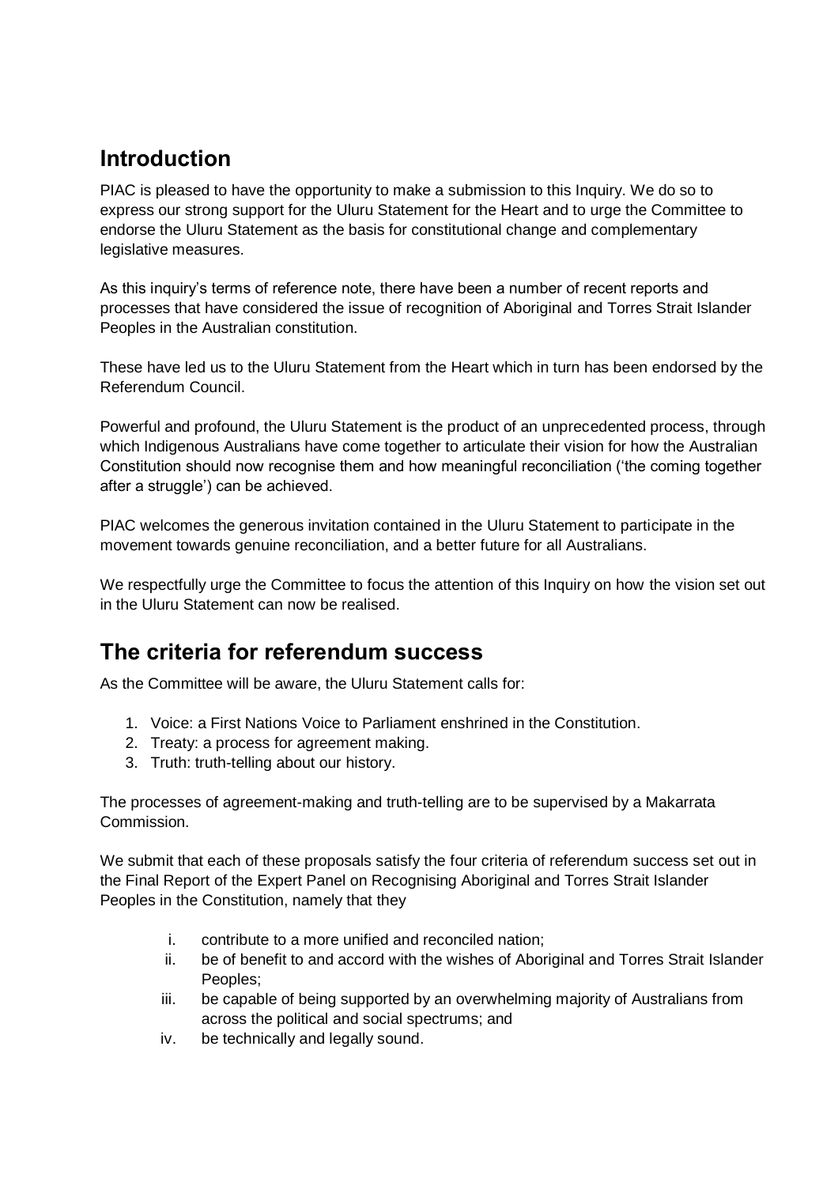## Introduction

PIAC is pleased to have the opportunity to make a submission to this Inquiry. We do so to express our strong support for the Uluru Statement for the Heart and to urge the Committee to endorse the Uluru Statement as the basis for constitutional change and complementary legislative measures.

As this inquiry's terms of reference note, there have been a number of recent reports and processes that have considered the issue of recognition of Aboriginal and Torres Strait Islander Peoples in the Australian constitution.

These have led us to the Uluru Statement from the Heart which in turn has been endorsed by the Referendum Council.

Powerful and profound, the Uluru Statement is the product of an unprecedented process, through which Indigenous Australians have come together to articulate their vision for how the Australian Constitution should now recognise them and how meaningful reconciliation ('the coming together after a struggle') can be achieved.

PIAC welcomes the generous invitation contained in the Uluru Statement to participate in the movement towards genuine reconciliation, and a better future for all Australians.

We respectfully urge the Committee to focus the attention of this Inquiry on how the vision set out in the Uluru Statement can now be realised.

## The criteria for referendum success

As the Committee will be aware, the Uluru Statement calls for:

1. Voice: a First Nations Voice to Parliament enshrined in the Constitution.
2. Treaty: a process for agreement making.
3. Truth: truth-telling about our history.

The processes of agreement-making and truth-telling are to be supervised by a Makarrata Commission.

We submit that each of these proposals satisfy the four criteria of referendum success set out in the Final Report of the Expert Panel on Recognising Aboriginal and Torres Strait Islander Peoples in the Constitution, namely that they

i. contribute to a more unified and reconciled nation;
ii. be of benefit to and accord with the wishes of Aboriginal and Torres Strait Islander Peoples;
iii. be capable of being supported by an overwhelming majority of Australians from across the political and social spectrums; and
iv. be technically and legally sound.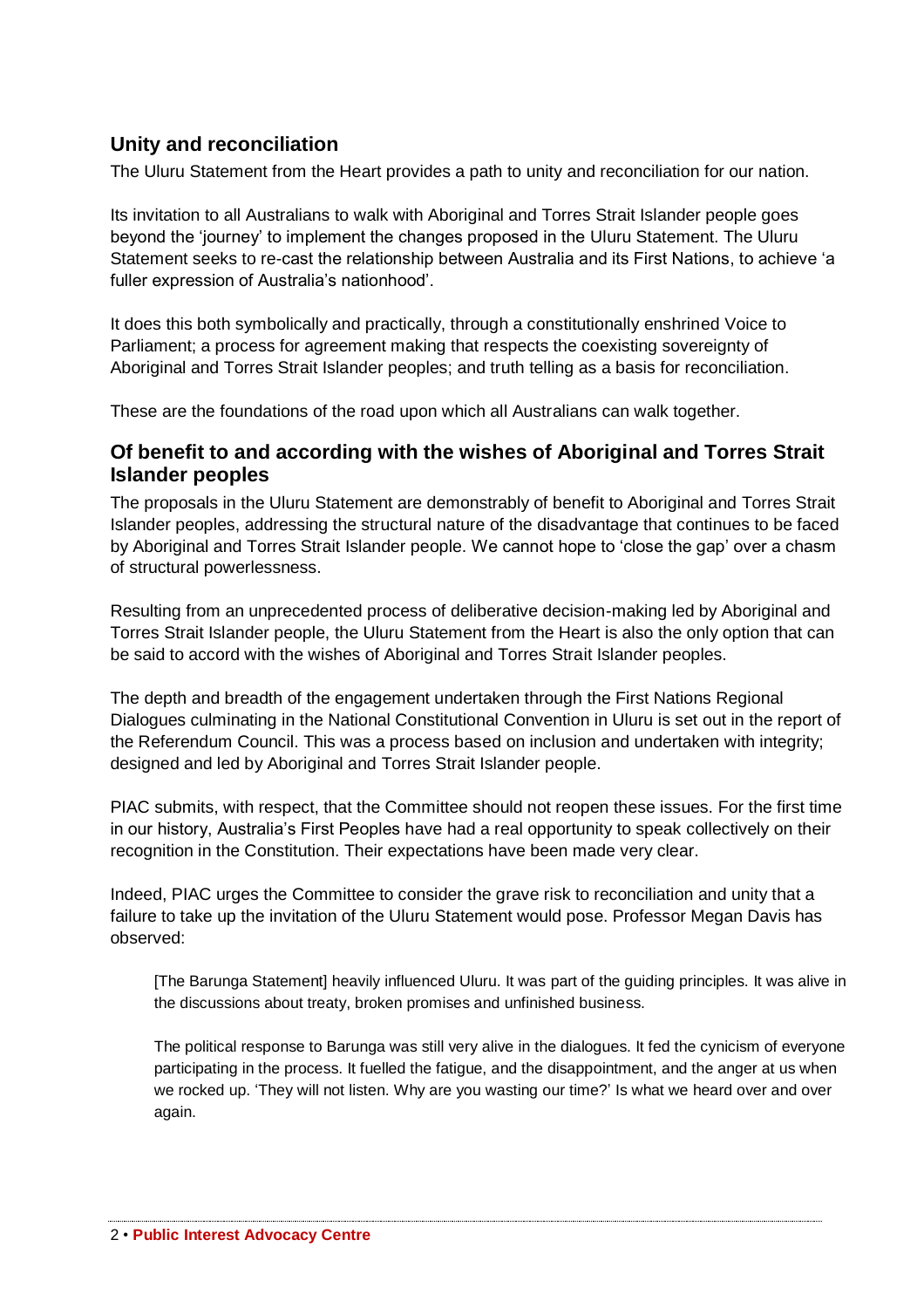## Unity and reconciliation

The Uluru Statement from the Heart provides a path to unity and reconciliation for our nation.

Its invitation to all Australians to walk with Aboriginal and Torres Strait Islander people goes beyond the 'journey' to implement the changes proposed in the Uluru Statement. The Uluru Statement seeks to re-cast the relationship between Australia and its First Nations, to achieve 'a fuller expression of Australia's nationhood'.

It does this both symbolically and practically, through a constitutionally enshrined Voice to Parliament; a process for agreement making that respects the coexisting sovereignty of Aboriginal and Torres Strait Islander peoples; and truth telling as a basis for reconciliation.

These are the foundations of the road upon which all Australians can walk together.

## Of benefit to and according with the wishes of Aboriginal and Torres Strait Islander peoples

The proposals in the Uluru Statement are demonstrably of benefit to Aboriginal and Torres Strait Islander peoples, addressing the structural nature of the disadvantage that continues to be faced by Aboriginal and Torres Strait Islander people. We cannot hope to 'close the gap' over a chasm of structural powerlessness.

Resulting from an unprecedented process of deliberative decision-making led by Aboriginal and Torres Strait Islander people, the Uluru Statement from the Heart is also the only option that can be said to accord with the wishes of Aboriginal and Torres Strait Islander peoples.

The depth and breadth of the engagement undertaken through the First Nations Regional Dialogues culminating in the National Constitutional Convention in Uluru is set out in the report of the Referendum Council. This was a process based on inclusion and undertaken with integrity; designed and led by Aboriginal and Torres Strait Islander people.

PIAC submits, with respect, that the Committee should not reopen these issues. For the first time in our history, Australia's First Peoples have had a real opportunity to speak collectively on their recognition in the Constitution. Their expectations have been made very clear.

Indeed, PIAC urges the Committee to consider the grave risk to reconciliation and unity that a failure to take up the invitation of the Uluru Statement would pose. Professor Megan Davis has observed:

> [The Barunga Statement] heavily influenced Uluru. It was part of the guiding principles. It was alive in the discussions about treaty, broken promises and unfinished business.
>
> The political response to Barunga was still very alive in the dialogues. It fed the cynicism of everyone participating in the process. It fuelled the fatigue, and the disappointment, and the anger at us when we rocked up. 'They will not listen. Why are you wasting our time?' Is what we heard over and over again.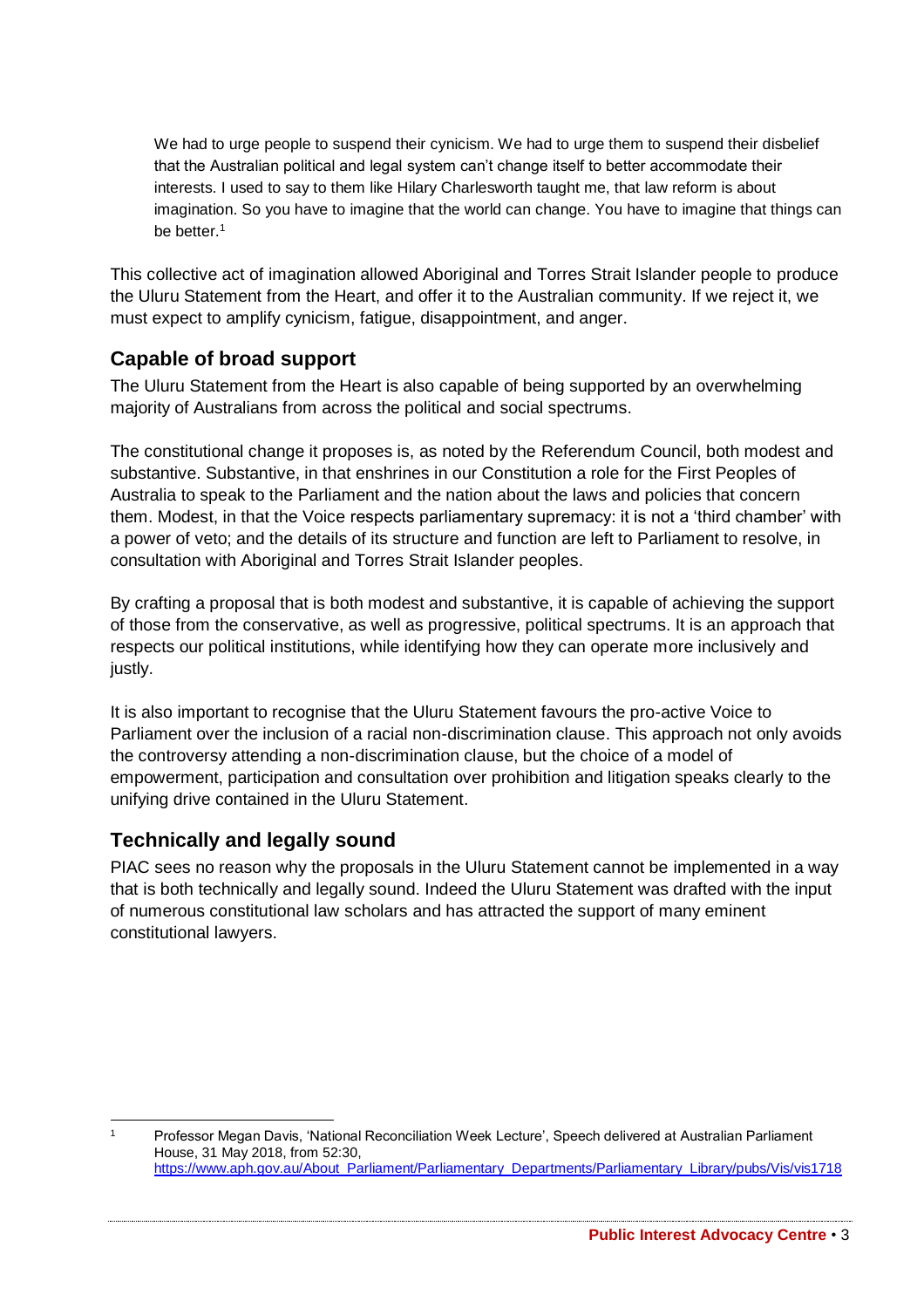> We had to urge people to suspend their cynicism. We had to urge them to suspend their disbelief that the Australian political and legal system can't change itself to better accommodate their interests. I used to say to them like Hilary Charlesworth taught me, that law reform is about imagination. So you have to imagine that the world can change. You have to imagine that things can be better.[1]

This collective act of imagination allowed Aboriginal and Torres Strait Islander people to produce the Uluru Statement from the Heart, and offer it to the Australian community. If we reject it, we must expect to amplify cynicism, fatigue, disappointment, and anger.

## Capable of broad support

The Uluru Statement from the Heart is also capable of being supported by an overwhelming majority of Australians from across the political and social spectrums.

The constitutional change it proposes is, as noted by the Referendum Council, both modest and substantive. Substantive, in that enshrines in our Constitution a role for the First Peoples of Australia to speak to the Parliament and the nation about the laws and policies that concern them. Modest, in that the Voice respects parliamentary supremacy: it is not a 'third chamber' with a power of veto; and the details of its structure and function are left to Parliament to resolve, in consultation with Aboriginal and Torres Strait Islander peoples.

By crafting a proposal that is both modest and substantive, it is capable of achieving the support of those from the conservative, as well as progressive, political spectrums. It is an approach that respects our political institutions, while identifying how they can operate more inclusively and justly.

It is also important to recognise that the Uluru Statement favours the pro-active Voice to Parliament over the inclusion of a racial non-discrimination clause. This approach not only avoids the controversy attending a non-discrimination clause, but the choice of a model of empowerment, participation and consultation over prohibition and litigation speaks clearly to the unifying drive contained in the Uluru Statement.

## Technically and legally sound

PIAC sees no reason why the proposals in the Uluru Statement cannot be implemented in a way that is both technically and legally sound. Indeed the Uluru Statement was drafted with the input of numerous constitutional law scholars and has attracted the support of many eminent constitutional lawyers.

---

[1] Professor Megan Davis, 'National Reconciliation Week Lecture', Speech delivered at Australian Parliament House, 31 May 2018, from 52:30, https://www.aph.gov.au/About_Parliament/Parliamentary_Departments/Parliamentary_Library/pubs/Vis/vis1718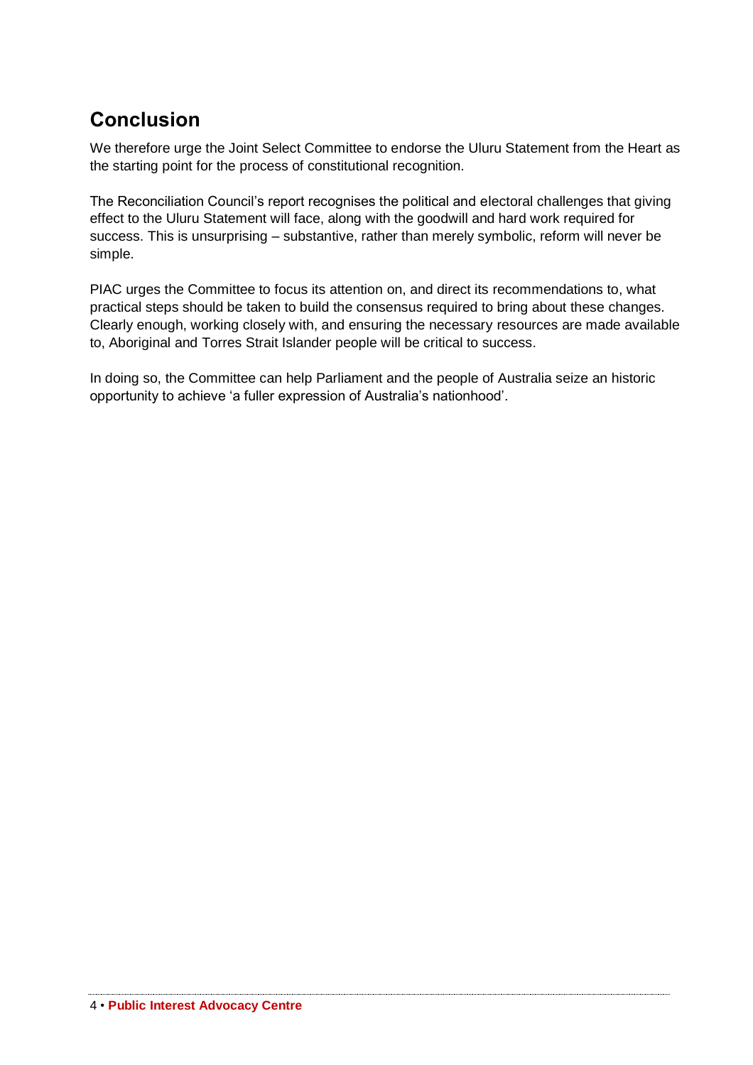## Conclusion

We therefore urge the Joint Select Committee to endorse the Uluru Statement from the Heart as the starting point for the process of constitutional recognition.

The Reconciliation Council's report recognises the political and electoral challenges that giving effect to the Uluru Statement will face, along with the goodwill and hard work required for success. This is unsurprising – substantive, rather than merely symbolic, reform will never be simple.

PIAC urges the Committee to focus its attention on, and direct its recommendations to, what practical steps should be taken to build the consensus required to bring about these changes. Clearly enough, working closely with, and ensuring the necessary resources are made available to, Aboriginal and Torres Strait Islander people will be critical to success.

In doing so, the Committee can help Parliament and the people of Australia seize an historic opportunity to achieve 'a fuller expression of Australia's nationhood'.